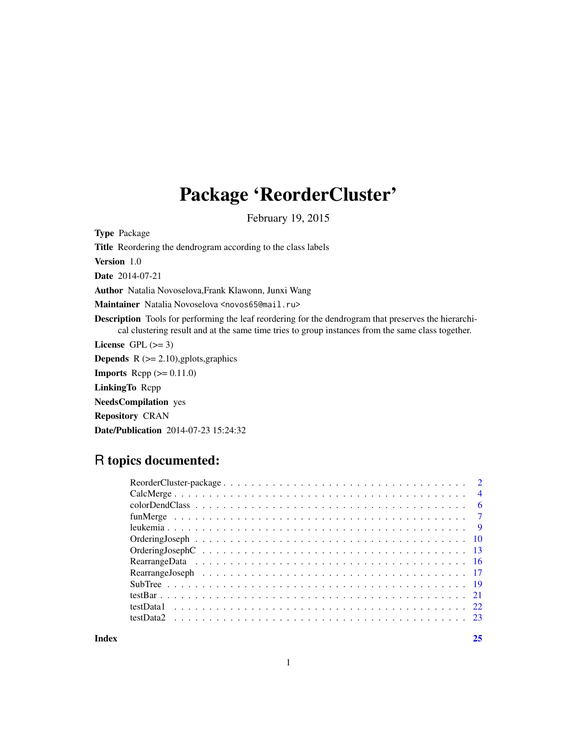# Package 'ReorderCluster'

February 19, 2015

**Type** Package

**Title** Reordering the dendrogram according to the class labels

**Version** 1.0

**Date** 2014-07-21

**Author** Natalia Novoselova,Frank Klawonn, Junxi Wang

**Maintainer** Natalia Novoselova <novos65@mail.ru>

**Description** Tools for performing the leaf reordering for the dendrogram that preserves the hierarchical clustering result and at the same time tries to group instances from the same class together.

**License** GPL (>= 3)

**Depends** R (>= 2.10),gplots,graphics

**Imports** Rcpp (>= 0.11.0)

**LinkingTo** Rcpp

**NeedsCompilation** yes

**Repository** CRAN

**Date/Publication** 2014-07-23 15:24:32

## R topics documented:

| | |
|---|---|
| ReorderCluster-package | 2 |
| CalcMerge | 4 |
| colorDendClass | 6 |
| funMerge | 7 |
| leukemia | 9 |
| OrderingJoseph | 10 |
| OrderingJosephC | 13 |
| RearrangeData | 16 |
| RearrangeJoseph | 17 |
| SubTree | 19 |
| testBar | 21 |
| testData1 | 22 |
| testData2 | 23 |
| **Index** | **25** |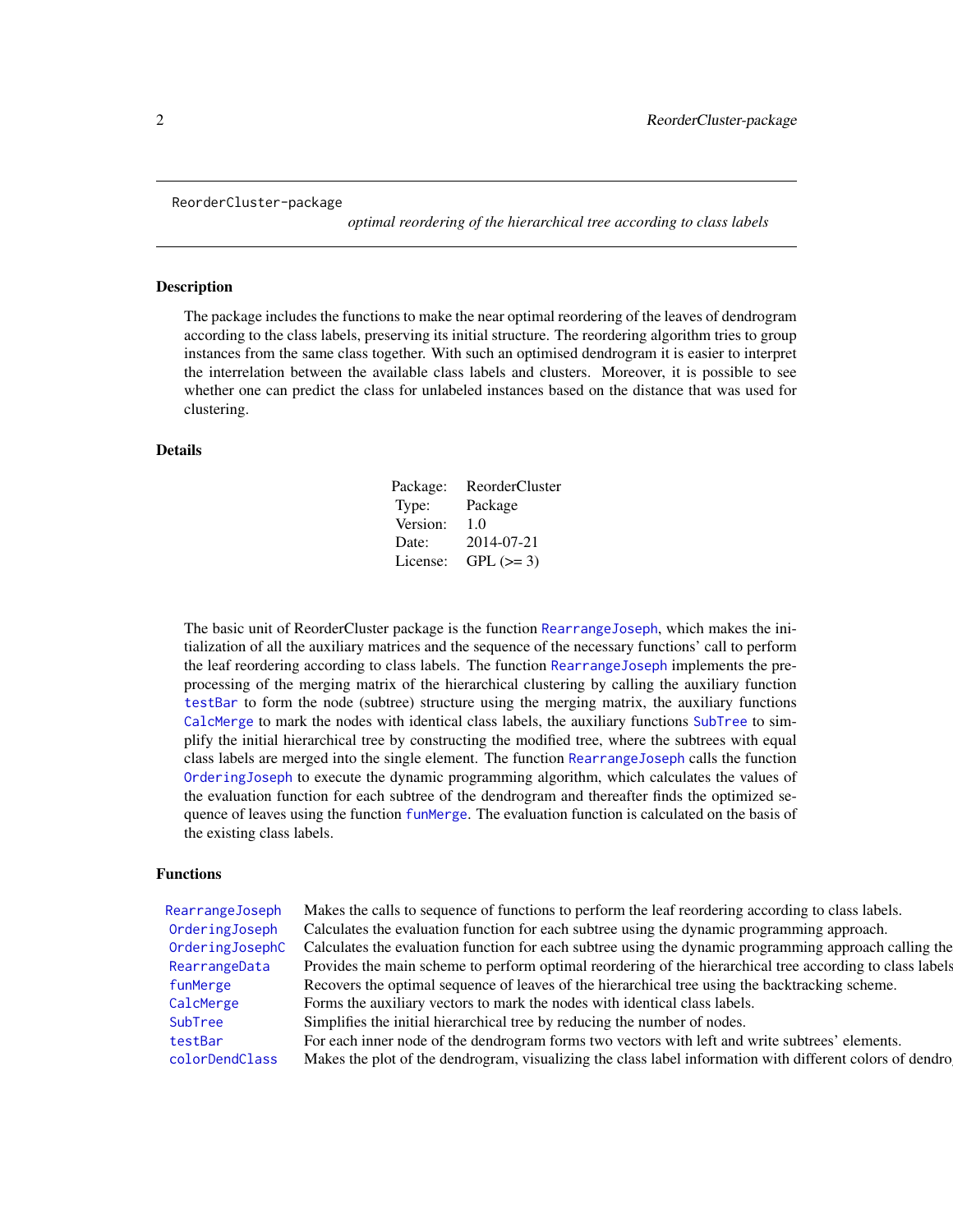ReorderCluster-package

*optimal reordering of the hierarchical tree according to class labels*

## Description

The package includes the functions to make the near optimal reordering of the leaves of dendrogram according to the class labels, preserving its initial structure. The reordering algorithm tries to group instances from the same class together. With such an optimised dendrogram it is easier to interpret the interrelation between the available class labels and clusters. Moreover, it is possible to see whether one can predict the class for unlabeled instances based on the distance that was used for clustering.

## Details

| | |
|---|---|
| Package: | ReorderCluster |
| Type: | Package |
| Version: | 1.0 |
| Date: | 2014-07-21 |
| License: | GPL (>= 3) |

The basic unit of ReorderCluster package is the function `RearrangeJoseph`, which makes the initialization of all the auxiliary matrices and the sequence of the necessary functions' call to perform the leaf reordering according to class labels. The function `RearrangeJoseph` implements the preprocessing of the merging matrix of the hierarchical clustering by calling the auxiliary function `testBar` to form the node (subtree) structure using the merging matrix, the auxiliary functions `CalcMerge` to mark the nodes with identical class labels, the auxiliary functions `SubTree` to simplify the initial hierarchical tree by constructing the modified tree, where the subtrees with equal class labels are merged into the single element. The function `RearrangeJoseph` calls the function `OrderingJoseph` to execute the dynamic programming algorithm, which calculates the values of the evaluation function for each subtree of the dendrogram and thereafter finds the optimized sequence of leaves using the function `funMerge`. The evaluation function is calculated on the basis of the existing class labels.

## Functions

| | |
|---|---|
| `RearrangeJoseph` | Makes the calls to sequence of functions to perform the leaf reordering according to class labels. |
| `OrderingJoseph` | Calculates the evaluation function for each subtree using the dynamic programming approach. |
| `OrderingJosephC` | Calculates the evaluation function for each subtree using the dynamic programming approach calling the |
| `RearrangeData` | Provides the main scheme to perform optimal reordering of the hierarchical tree according to class labels |
| `funMerge` | Recovers the optimal sequence of leaves of the hierarchical tree using the backtracking scheme. |
| `CalcMerge` | Forms the auxiliary vectors to mark the nodes with identical class labels. |
| `SubTree` | Simplifies the initial hierarchical tree by reducing the number of nodes. |
| `testBar` | For each inner node of the dendrogram forms two vectors with left and write subtrees' elements. |
| `colorDendClass` | Makes the plot of the dendrogram, visualizing the class label information with different colors of dendro |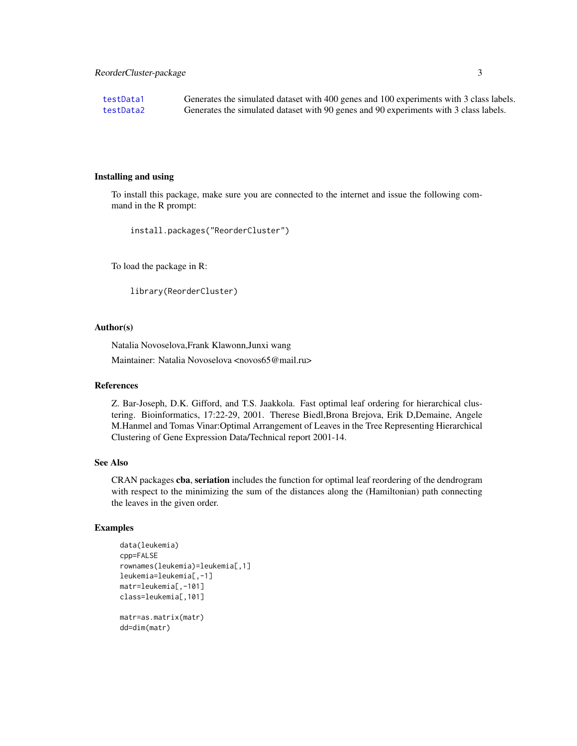| | |
|---|---|
| testData1 | Generates the simulated dataset with 400 genes and 100 experiments with 3 class labels. |
| testData2 | Generates the simulated dataset with 90 genes and 90 experiments with 3 class labels. |

### Installing and using

To install this package, make sure you are connected to the internet and issue the following command in the R prompt:

```
install.packages("ReorderCluster")
```

To load the package in R:

```
library(ReorderCluster)
```

### Author(s)

Natalia Novoselova,Frank Klawonn,Junxi wang

Maintainer: Natalia Novoselova <novos65@mail.ru>

### References

Z. Bar-Joseph, D.K. Gifford, and T.S. Jaakkola. Fast optimal leaf ordering for hierarchical clustering. Bioinformatics, 17:22-29, 2001. Therese Biedl,Brona Brejova, Erik D,Demaine, Angele M.Hanmel and Tomas Vinar:Optimal Arrangement of Leaves in the Tree Representing Hierarchical Clustering of Gene Expression Data/Technical report 2001-14.

### See Also

CRAN packages **cba**, **seriation** includes the function for optimal leaf reordering of the dendrogram with respect to the minimizing the sum of the distances along the (Hamiltonian) path connecting the leaves in the given order.

### Examples

```
data(leukemia)
cpp=FALSE
rownames(leukemia)=leukemia[,1]
leukemia=leukemia[,-1]
matr=leukemia[,-101]
class=leukemia[,101]

matr=as.matrix(matr)
dd=dim(matr)
```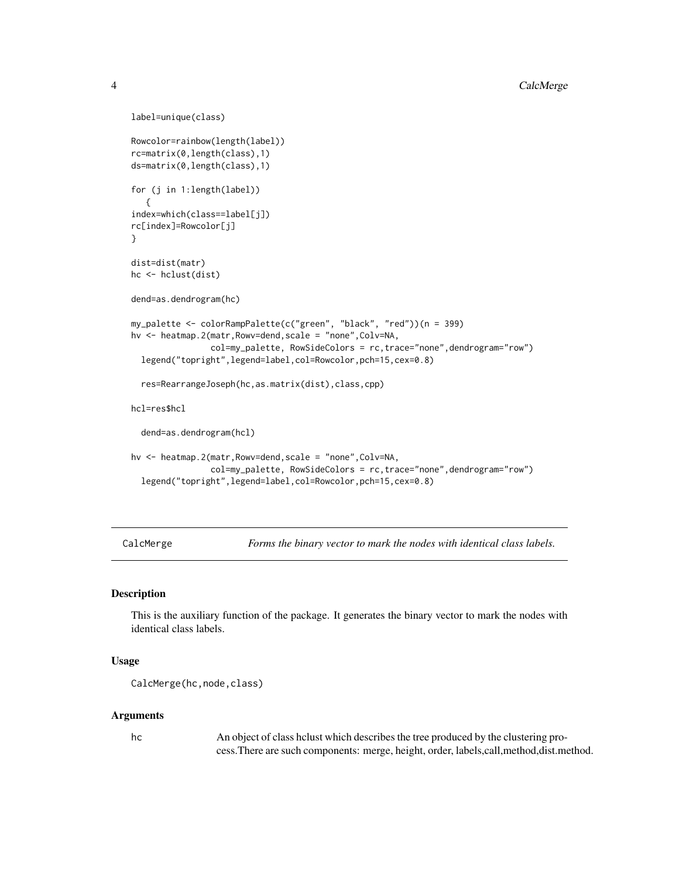```
label=unique(class)

Rowcolor=rainbow(length(label))
rc=matrix(0,length(class),1)
ds=matrix(0,length(class),1)

for (j in 1:length(label))
   {
index=which(class==label[j])
rc[index]=Rowcolor[j]
}

dist=dist(matr)
hc <- hclust(dist)

dend=as.dendrogram(hc)

my_palette <- colorRampPalette(c("green", "black", "red"))(n = 399)
hv <- heatmap.2(matr,Rowv=dend,scale = "none",Colv=NA,
                col=my_palette, RowSideColors = rc,trace="none",dendrogram="row")
  legend("topright",legend=label,col=Rowcolor,pch=15,cex=0.8)

  res=RearrangeJoseph(hc,as.matrix(dist),class,cpp)

hcl=res$hcl

  dend=as.dendrogram(hcl)

hv <- heatmap.2(matr,Rowv=dend,scale = "none",Colv=NA,
                col=my_palette, RowSideColors = rc,trace="none",dendrogram="row")
  legend("topright",legend=label,col=Rowcolor,pch=15,cex=0.8)
```

---

## CalcMerge — *Forms the binary vector to mark the nodes with identical class labels.*

---

### Description

This is the auxiliary function of the package. It generates the binary vector to mark the nodes with identical class labels.

### Usage

```
CalcMerge(hc,node,class)
```

### Arguments

| | |
|---|---|
| hc | An object of class hclust which describes the tree produced by the clustering process.There are such components: merge, height, order, labels,call,method,dist.method. |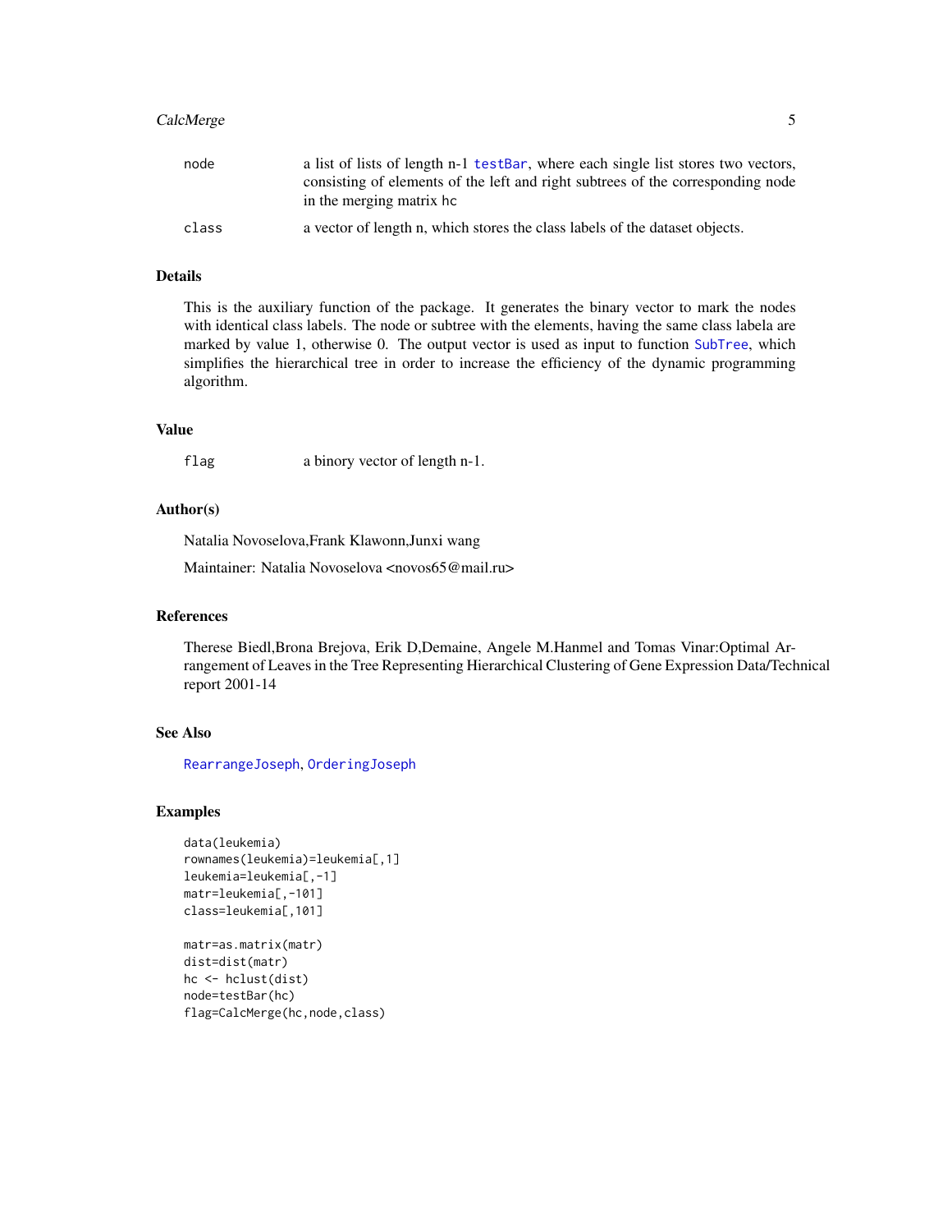| | |
|---|---|
| node | a list of lists of length n-1 testBar, where each single list stores two vectors, consisting of elements of the left and right subtrees of the corresponding node in the merging matrix hc |
| class | a vector of length n, which stores the class labels of the dataset objects. |

## Details

This is the auxiliary function of the package. It generates the binary vector to mark the nodes with identical class labels. The node or subtree with the elements, having the same class labela are marked by value 1, otherwise 0. The output vector is used as input to function SubTree, which simplifies the hierarchical tree in order to increase the efficiency of the dynamic programming algorithm.

## Value

| | |
|---|---|
| flag | a binory vector of length n-1. |

## Author(s)

Natalia Novoselova,Frank Klawonn,Junxi wang

Maintainer: Natalia Novoselova <novos65@mail.ru>

## References

Therese Biedl,Brona Brejova, Erik D,Demaine, Angele M.Hanmel and Tomas Vinar:Optimal Arrangement of Leaves in the Tree Representing Hierarchical Clustering of Gene Expression Data/Technical report 2001-14

## See Also

RearrangeJoseph, OrderingJoseph

## Examples

```
data(leukemia)
rownames(leukemia)=leukemia[,1]
leukemia=leukemia[,-1]
matr=leukemia[,-101]
class=leukemia[,101]

matr=as.matrix(matr)
dist=dist(matr)
hc <- hclust(dist)
node=testBar(hc)
flag=CalcMerge(hc,node,class)
```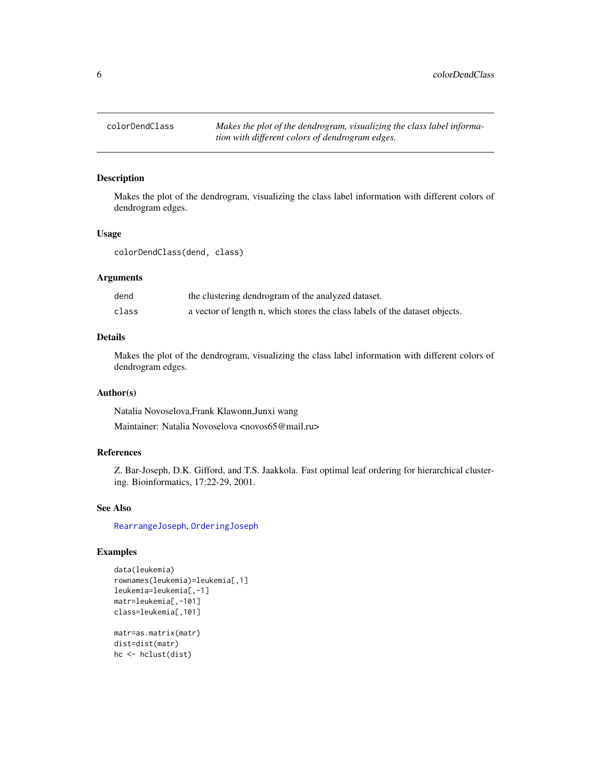## colorDendClass

*Makes the plot of the dendrogram, visualizing the class label information with different colors of dendrogram edges.*

### Description

Makes the plot of the dendrogram, visualizing the class label information with different colors of dendrogram edges.

### Usage

```
colorDendClass(dend, class)
```

### Arguments

| | |
|---|---|
| dend | the clustering dendrogram of the analyzed dataset. |
| class | a vector of length n, which stores the class labels of the dataset objects. |

### Details

Makes the plot of the dendrogram, visualizing the class label information with different colors of dendrogram edges.

### Author(s)

Natalia Novoselova,Frank Klawonn,Junxi wang

Maintainer: Natalia Novoselova <novos65@mail.ru>

### References

Z. Bar-Joseph, D.K. Gifford, and T.S. Jaakkola. Fast optimal leaf ordering for hierarchical clustering. Bioinformatics, 17:22-29, 2001.

### See Also

RearrangeJoseph, OrderingJoseph

### Examples

```
data(leukemia)
rownames(leukemia)=leukemia[,1]
leukemia=leukemia[,-1]
matr=leukemia[,-101]
class=leukemia[,101]

matr=as.matrix(matr)
dist=dist(matr)
hc <- hclust(dist)
```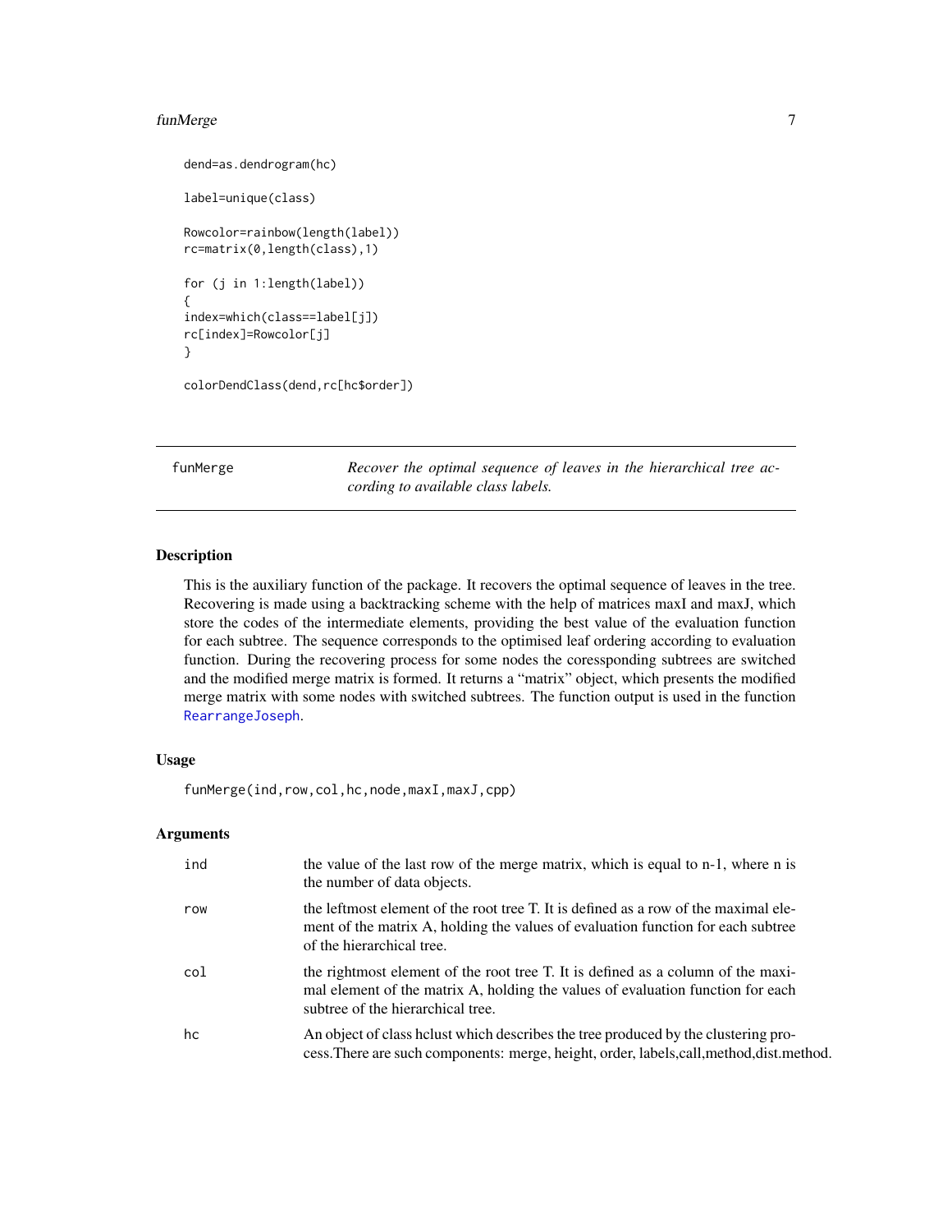```
dend=as.dendrogram(hc)

label=unique(class)

Rowcolor=rainbow(length(label))
rc=matrix(0,length(class),1)

for (j in 1:length(label))
{
index=which(class==label[j])
rc[index]=Rowcolor[j]
}

colorDendClass(dend,rc[hc$order])
```

## funMerge — *Recover the optimal sequence of leaves in the hierarchical tree according to available class labels.*

### Description

This is the auxiliary function of the package. It recovers the optimal sequence of leaves in the tree. Recovering is made using a backtracking scheme with the help of matrices maxI and maxJ, which store the codes of the intermediate elements, providing the best value of the evaluation function for each subtree. The sequence corresponds to the optimised leaf ordering according to evaluation function. During the recovering process for some nodes the coressponding subtrees are switched and the modified merge matrix is formed. It returns a "matrix" object, which presents the modified merge matrix with some nodes with switched subtrees. The function output is used in the function RearrangeJoseph.

### Usage

```
funMerge(ind,row,col,hc,node,maxI,maxJ,cpp)
```

### Arguments

| | |
|---|---|
| ind | the value of the last row of the merge matrix, which is equal to n-1, where n is the number of data objects. |
| row | the leftmost element of the root tree T. It is defined as a row of the maximal element of the matrix A, holding the values of evaluation function for each subtree of the hierarchical tree. |
| col | the rightmost element of the root tree T. It is defined as a column of the maximal element of the matrix A, holding the values of evaluation function for each subtree of the hierarchical tree. |
| hc | An object of class hclust which describes the tree produced by the clustering process.There are such components: merge, height, order, labels,call,method,dist.method. |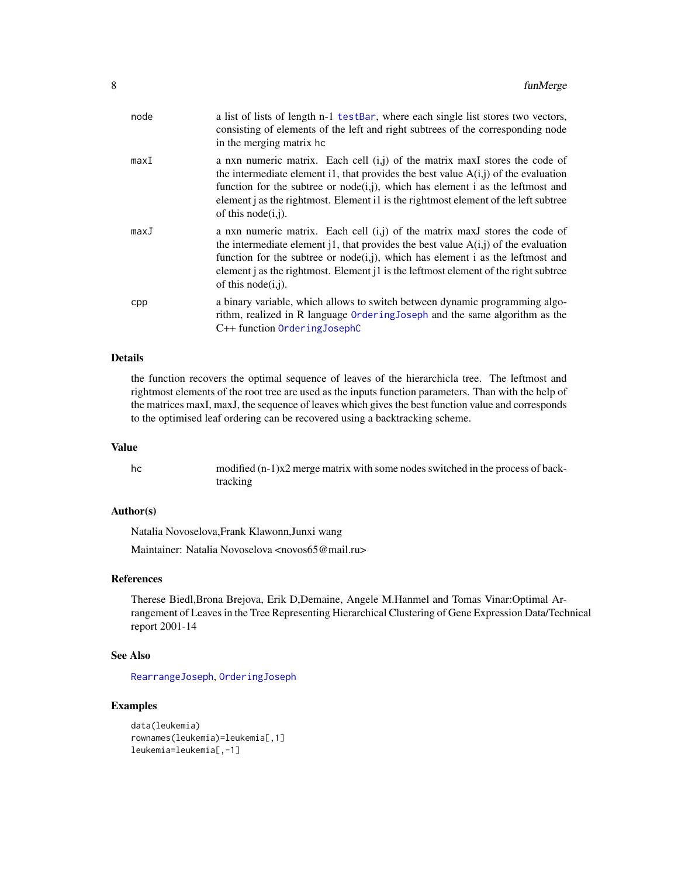node
: a list of lists of length n-1 `testBar`, where each single list stores two vectors, consisting of elements of the left and right subtrees of the corresponding node in the merging matrix hc

maxI
: a nxn numeric matrix. Each cell (i,j) of the matrix maxI stores the code of the intermediate element i1, that provides the best value A(i,j) of the evaluation function for the subtree or node(i,j), which has element i as the leftmost and element j as the rightmost. Element i1 is the rightmost element of the left subtree of this node(i,j).

maxJ
: a nxn numeric matrix. Each cell (i,j) of the matrix maxJ stores the code of the intermediate element j1, that provides the best value A(i,j) of the evaluation function for the subtree or node(i,j), which has element i as the leftmost and element j as the rightmost. Element j1 is the leftmost element of the right subtree of this node(i,j).

cpp
: a binary variable, which allows to switch between dynamic programming algorithm, realized in R language `OrderingJoseph` and the same algorithm as the C++ function `OrderingJosephC`

## Details

the function recovers the optimal sequence of leaves of the hierarchicla tree. The leftmost and rightmost elements of the root tree are used as the inputs function parameters. Than with the help of the matrices maxI, maxJ, the sequence of leaves which gives the best function value and corresponds to the optimised leaf ordering can be recovered using a backtracking scheme.

## Value

hc
: modified (n-1)x2 merge matrix with some nodes switched in the process of backtracking

## Author(s)

Natalia Novoselova,Frank Klawonn,Junxi wang

Maintainer: Natalia Novoselova <novos65@mail.ru>

## References

Therese Biedl,Brona Brejova, Erik D,Demaine, Angele M.Hanmel and Tomas Vinar:Optimal Arrangement of Leaves in the Tree Representing Hierarchical Clustering of Gene Expression Data/Technical report 2001-14

## See Also

`RearrangeJoseph`, `OrderingJoseph`

## Examples

```
data(leukemia)
rownames(leukemia)=leukemia[,1]
leukemia=leukemia[,-1]
```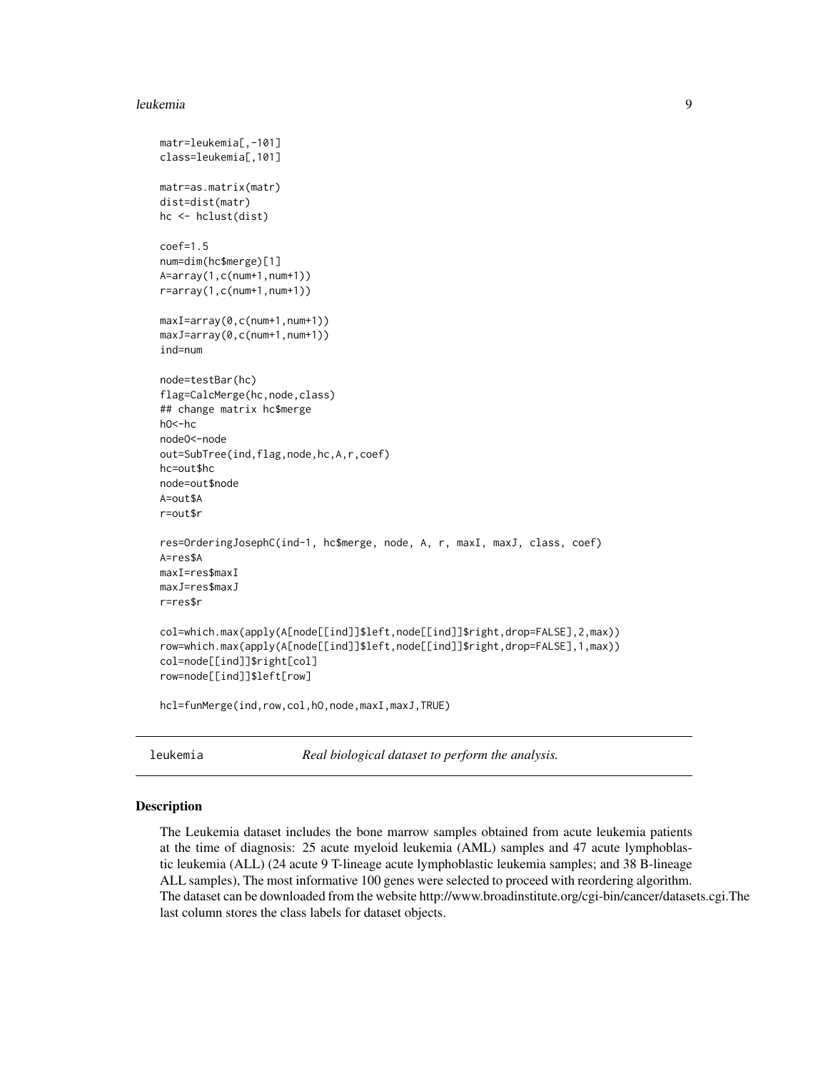```
matr=leukemia[,-101]
class=leukemia[,101]

matr=as.matrix(matr)
dist=dist(matr)
hc <- hclust(dist)

coef=1.5
num=dim(hc$merge)[1]
A=array(1,c(num+1,num+1))
r=array(1,c(num+1,num+1))

maxI=array(0,c(num+1,num+1))
maxJ=array(0,c(num+1,num+1))
ind=num

node=testBar(hc)
flag=CalcMerge(hc,node,class)
## change matrix hc$merge
hO<-hc
nodeO<-node
out=SubTree(ind,flag,node,hc,A,r,coef)
hc=out$hc
node=out$node
A=out$A
r=out$r

res=OrderingJosephC(ind-1, hc$merge, node, A, r, maxI, maxJ, class, coef)
A=res$A
maxI=res$maxI
maxJ=res$maxJ
r=res$r

col=which.max(apply(A[node[[ind]]$left,node[[ind]]$right,drop=FALSE],2,max))
row=which.max(apply(A[node[[ind]]$left,node[[ind]]$right,drop=FALSE],1,max))
col=node[[ind]]$right[col]
row=node[[ind]]$left[row]

hcl=funMerge(ind,row,col,hO,node,maxI,maxJ,TRUE)
```

---

`leukemia` *Real biological dataset to perform the analysis.*

---

## Description

The Leukemia dataset includes the bone marrow samples obtained from acute leukemia patients at the time of diagnosis: 25 acute myeloid leukemia (AML) samples and 47 acute lymphoblastic leukemia (ALL) (24 acute 9 T-lineage acute lymphoblastic leukemia samples; and 38 B-lineage ALL samples), The most informative 100 genes were selected to proceed with reordering algorithm. The dataset can be downloaded from the website http://www.broadinstitute.org/cgi-bin/cancer/datasets.cgi.The last column stores the class labels for dataset objects.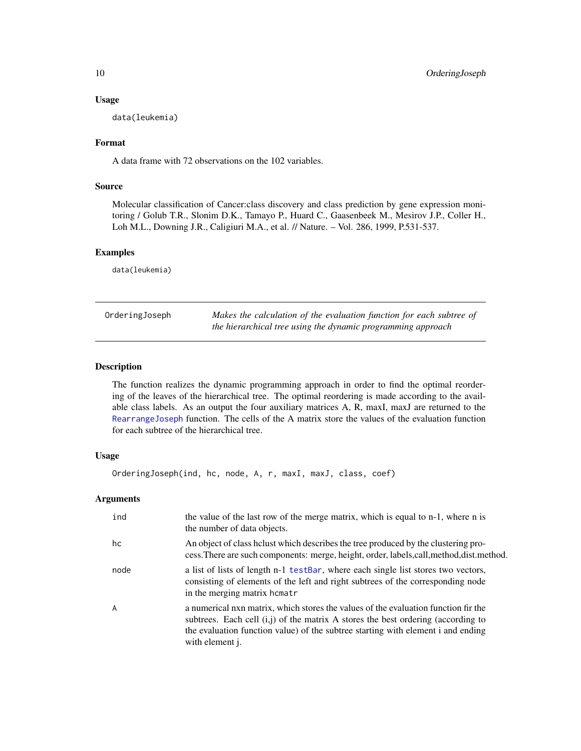### Usage

```
data(leukemia)
```

### Format

A data frame with 72 observations on the 102 variables.

### Source

Molecular classification of Cancer:class discovery and class prediction by gene expression monitoring / Golub T.R., Slonim D.K., Tamayo P., Huard C., Gaasenbeek M., Mesirov J.P., Coller H., Loh M.L., Downing J.R., Caligiuri M.A., et al. // Nature. – Vol. 286, 1999, P.531-537.

### Examples

```
data(leukemia)
```

---

## OrderingJoseph — *Makes the calculation of the evaluation function for each subtree of the hierarchical tree using the dynamic programming approach*

### Description

The function realizes the dynamic programming approach in order to find the optimal reordering of the leaves of the hierarchical tree. The optimal reordering is made according to the available class labels. As an output the four auxiliary matrices A, R, maxI, maxJ are returned to the RearrangeJoseph function. The cells of the A matrix store the values of the evaluation function for each subtree of the hierarchical tree.

### Usage

```
OrderingJoseph(ind, hc, node, A, r, maxI, maxJ, class, coef)
```

### Arguments

| | |
|---|---|
| `ind` | the value of the last row of the merge matrix, which is equal to n-1, where n is the number of data objects. |
| `hc` | An object of class hclust which describes the tree produced by the clustering process.There are such components: merge, height, order, labels,call,method,dist.method. |
| `node` | a list of lists of length n-1 testBar, where each single list stores two vectors, consisting of elements of the left and right subtrees of the corresponding node in the merging matrix `hcmatr` |
| `A` | a numerical nxn matrix, which stores the values of the evaluation function fir the subtrees. Each cell (i,j) of the matrix A stores the best ordering (according to the evaluation function value) of the subtree starting with element i and ending with element j. |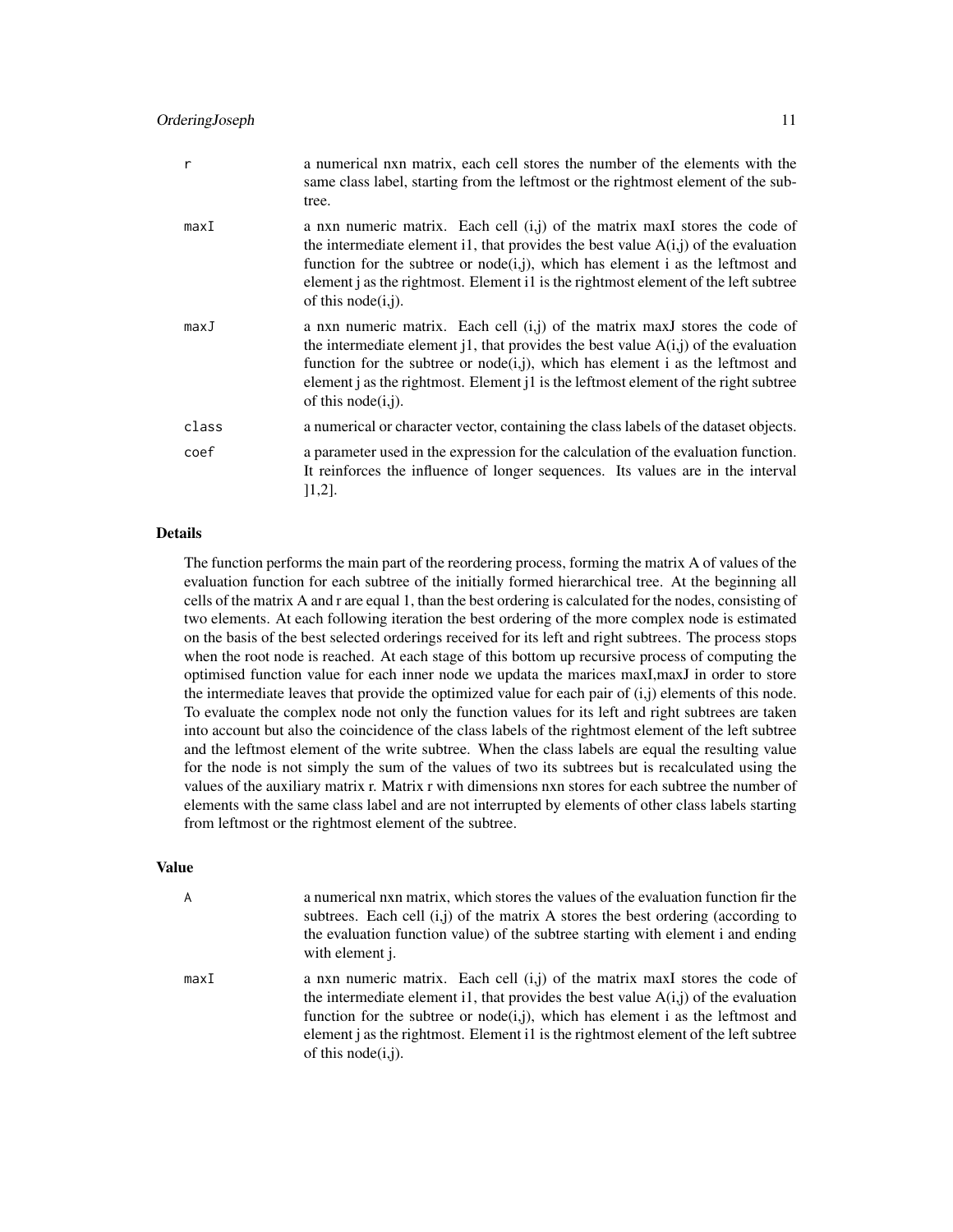| | |
|---|---|
| r | a numerical nxn matrix, each cell stores the number of the elements with the same class label, starting from the leftmost or the rightmost element of the subtree. |
| maxI | a nxn numeric matrix. Each cell (i,j) of the matrix maxI stores the code of the intermediate element i1, that provides the best value A(i,j) of the evaluation function for the subtree or node(i,j), which has element i as the leftmost and element j as the rightmost. Element i1 is the rightmost element of the left subtree of this node(i,j). |
| maxJ | a nxn numeric matrix. Each cell (i,j) of the matrix maxJ stores the code of the intermediate element j1, that provides the best value A(i,j) of the evaluation function for the subtree or node(i,j), which has element i as the leftmost and element j as the rightmost. Element j1 is the leftmost element of the right subtree of this node(i,j). |
| class | a numerical or character vector, containing the class labels of the dataset objects. |
| coef | a parameter used in the expression for the calculation of the evaluation function. It reinforces the influence of longer sequences. Its values are in the interval ]1,2]. |

### Details

The function performs the main part of the reordering process, forming the matrix A of values of the evaluation function for each subtree of the initially formed hierarchical tree. At the beginning all cells of the matrix A and r are equal 1, than the best ordering is calculated for the nodes, consisting of two elements. At each following iteration the best ordering of the more complex node is estimated on the basis of the best selected orderings received for its left and right subtrees. The process stops when the root node is reached. At each stage of this bottom up recursive process of computing the optimised function value for each inner node we updata the marices maxI,maxJ in order to store the intermediate leaves that provide the optimized value for each pair of (i,j) elements of this node. To evaluate the complex node not only the function values for its left and right subtrees are taken into account but also the coincidence of the class labels of the rightmost element of the left subtree and the leftmost element of the write subtree. When the class labels are equal the resulting value for the node is not simply the sum of the values of two its subtrees but is recalculated using the values of the auxiliary matrix r. Matrix r with dimensions nxn stores for each subtree the number of elements with the same class label and are not interrupted by elements of other class labels starting from leftmost or the rightmost element of the subtree.

### Value

| | |
|---|---|
| A | a numerical nxn matrix, which stores the values of the evaluation function fir the subtrees. Each cell (i,j) of the matrix A stores the best ordering (according to the evaluation function value) of the subtree starting with element i and ending with element j. |
| maxI | a nxn numeric matrix. Each cell (i,j) of the matrix maxI stores the code of the intermediate element i1, that provides the best value A(i,j) of the evaluation function for the subtree or node(i,j), which has element i as the leftmost and element j as the rightmost. Element i1 is the rightmost element of the left subtree of this node(i,j). |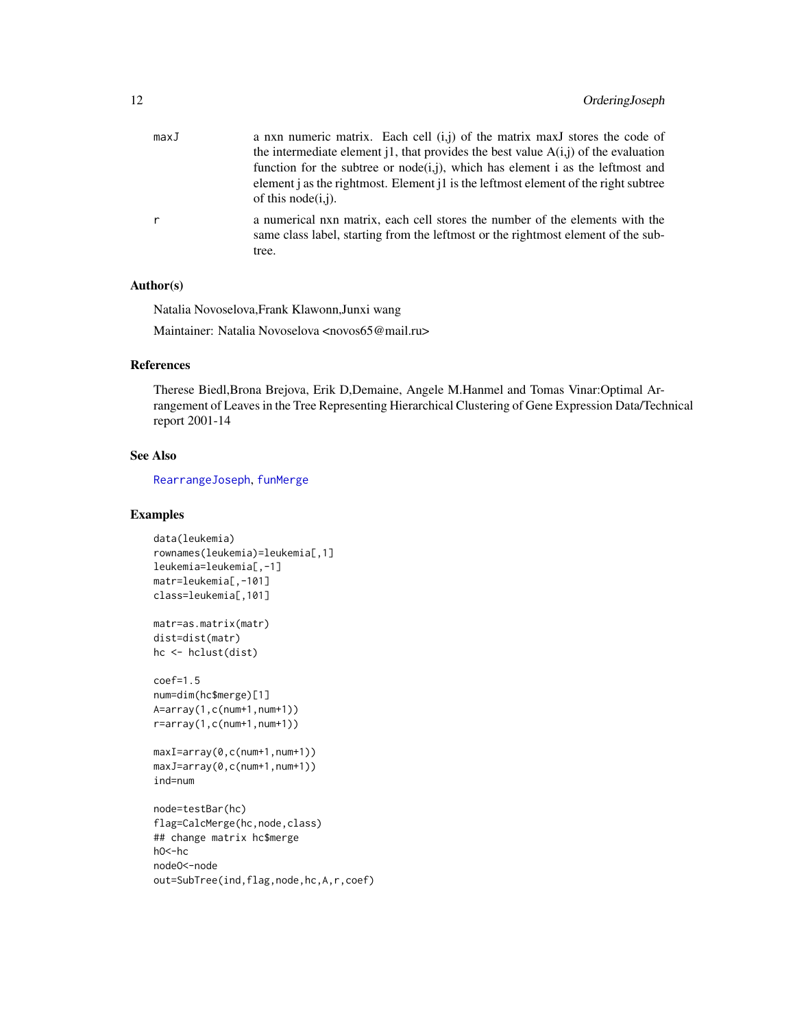maxJ a nxn numeric matrix. Each cell (i,j) of the matrix maxJ stores the code of the intermediate element j1, that provides the best value A(i,j) of the evaluation function for the subtree or node(i,j), which has element i as the leftmost and element j as the rightmost. Element j1 is the leftmost element of the right subtree of this node(i,j).

r a numerical nxn matrix, each cell stores the number of the elements with the same class label, starting from the leftmost or the rightmost element of the subtree.

## Author(s)

Natalia Novoselova,Frank Klawonn,Junxi wang

Maintainer: Natalia Novoselova <novos65@mail.ru>

## References

Therese Biedl,Brona Brejova, Erik D,Demaine, Angele M.Hanmel and Tomas Vinar:Optimal Arrangement of Leaves in the Tree Representing Hierarchical Clustering of Gene Expression Data/Technical report 2001-14

## See Also

RearrangeJoseph, funMerge

## Examples

```
data(leukemia)
rownames(leukemia)=leukemia[,1]
leukemia=leukemia[,-1]
matr=leukemia[,-101]
class=leukemia[,101]

matr=as.matrix(matr)
dist=dist(matr)
hc <- hclust(dist)

coef=1.5
num=dim(hc$merge)[1]
A=array(1,c(num+1,num+1))
r=array(1,c(num+1,num+1))

maxI=array(0,c(num+1,num+1))
maxJ=array(0,c(num+1,num+1))
ind=num

node=testBar(hc)
flag=CalcMerge(hc,node,class)
## change matrix hc$merge
hO<-hc
nodeO<-node
out=SubTree(ind,flag,node,hc,A,r,coef)
```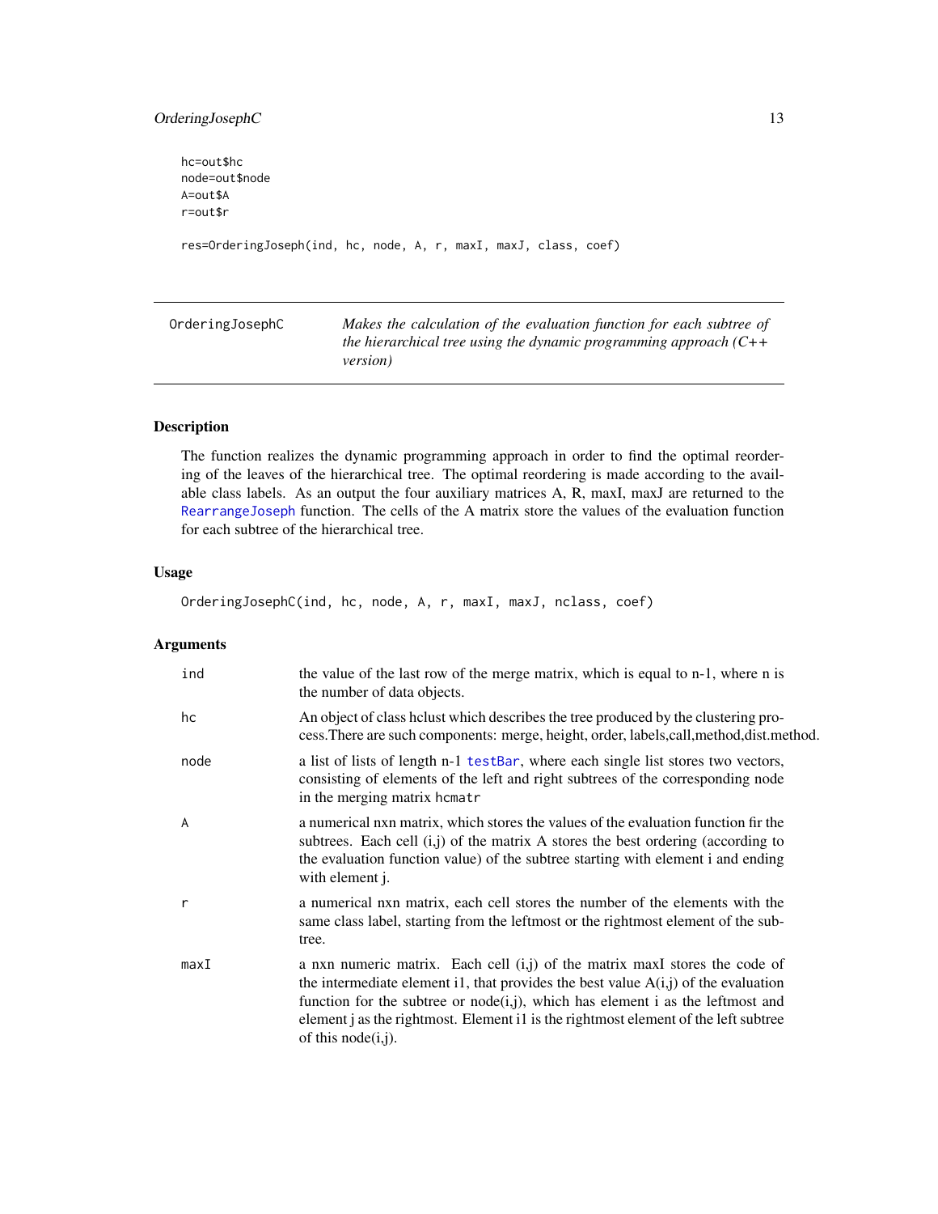```
hc=out$hc
node=out$node
A=out$A
r=out$r

res=OrderingJoseph(ind, hc, node, A, r, maxI, maxJ, class, coef)
```

## OrderingJosephC

*Makes the calculation of the evaluation function for each subtree of the hierarchical tree using the dynamic programming approach (C++ version)*

### Description

The function realizes the dynamic programming approach in order to find the optimal reordering of the leaves of the hierarchical tree. The optimal reordering is made according to the available class labels. As an output the four auxiliary matrices A, R, maxI, maxJ are returned to the RearrangeJoseph function. The cells of the A matrix store the values of the evaluation function for each subtree of the hierarchical tree.

### Usage

```
OrderingJosephC(ind, hc, node, A, r, maxI, maxJ, nclass, coef)
```

### Arguments

| | |
|---|---|
| ind | the value of the last row of the merge matrix, which is equal to n-1, where n is the number of data objects. |
| hc | An object of class hclust which describes the tree produced by the clustering process.There are such components: merge, height, order, labels,call,method,dist.method. |
| node | a list of lists of length n-1 testBar, where each single list stores two vectors, consisting of elements of the left and right subtrees of the corresponding node in the merging matrix hcmatr |
| A | a numerical nxn matrix, which stores the values of the evaluation function fir the subtrees. Each cell (i,j) of the matrix A stores the best ordering (according to the evaluation function value) of the subtree starting with element i and ending with element j. |
| r | a numerical nxn matrix, each cell stores the number of the elements with the same class label, starting from the leftmost or the rightmost element of the subtree. |
| maxI | a nxn numeric matrix. Each cell (i,j) of the matrix maxI stores the code of the intermediate element i1, that provides the best value A(i,j) of the evaluation function for the subtree or node(i,j), which has element i as the leftmost and element j as the rightmost. Element i1 is the rightmost element of the left subtree of this node(i,j). |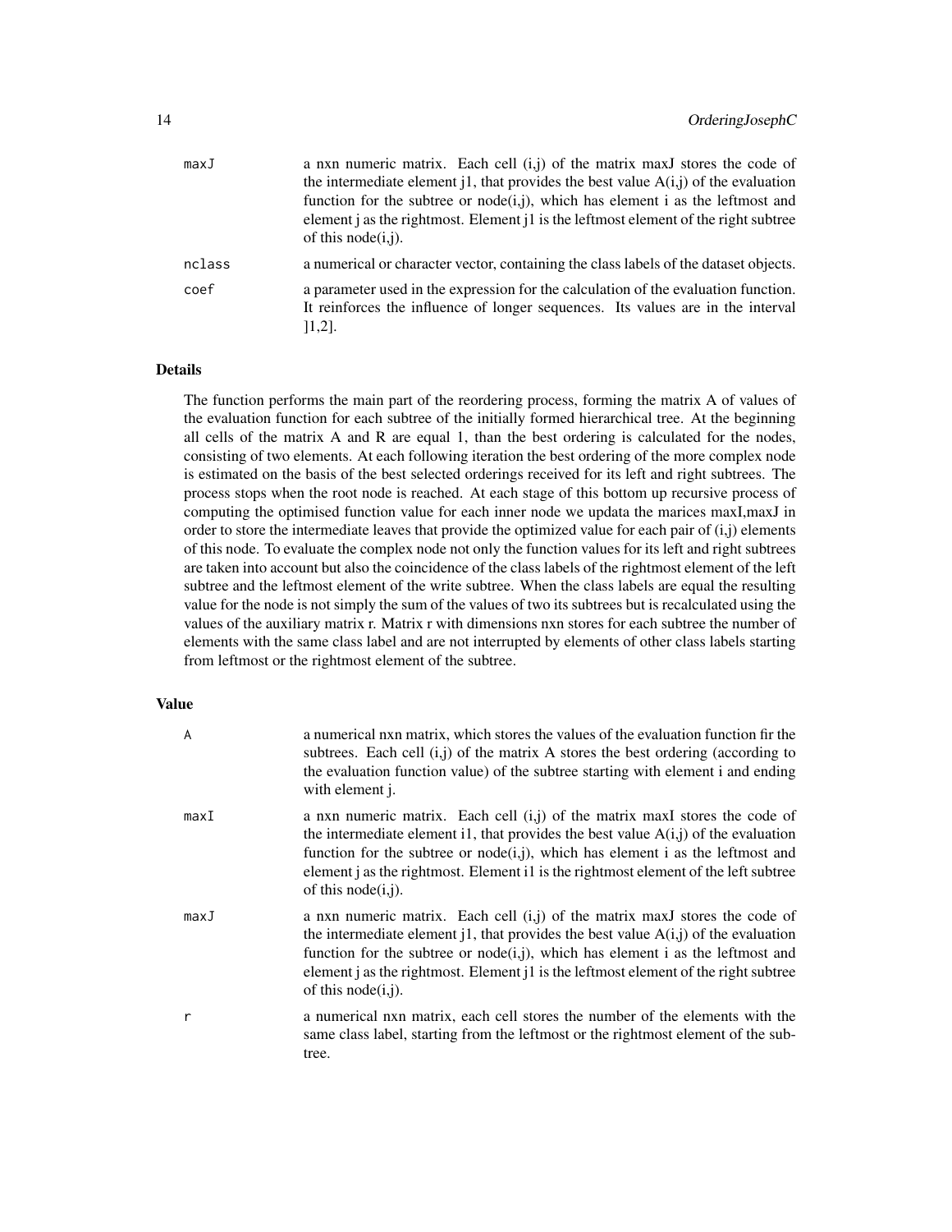| | |
|---|---|
| maxJ | a nxn numeric matrix. Each cell (i,j) of the matrix maxJ stores the code of the intermediate element j1, that provides the best value A(i,j) of the evaluation function for the subtree or node(i,j), which has element i as the leftmost and element j as the rightmost. Element j1 is the leftmost element of the right subtree of this node(i,j). |
| nclass | a numerical or character vector, containing the class labels of the dataset objects. |
| coef | a parameter used in the expression for the calculation of the evaluation function. It reinforces the influence of longer sequences. Its values are in the interval ]1,2]. |

## Details

The function performs the main part of the reordering process, forming the matrix A of values of the evaluation function for each subtree of the initially formed hierarchical tree. At the beginning all cells of the matrix A and R are equal 1, than the best ordering is calculated for the nodes, consisting of two elements. At each following iteration the best ordering of the more complex node is estimated on the basis of the best selected orderings received for its left and right subtrees. The process stops when the root node is reached. At each stage of this bottom up recursive process of computing the optimised function value for each inner node we updata the marices maxI,maxJ in order to store the intermediate leaves that provide the optimized value for each pair of (i,j) elements of this node. To evaluate the complex node not only the function values for its left and right subtrees are taken into account but also the coincidence of the class labels of the rightmost element of the left subtree and the leftmost element of the write subtree. When the class labels are equal the resulting value for the node is not simply the sum of the values of two its subtrees but is recalculated using the values of the auxiliary matrix r. Matrix r with dimensions nxn stores for each subtree the number of elements with the same class label and are not interrupted by elements of other class labels starting from leftmost or the rightmost element of the subtree.

## Value

| | |
|---|---|
| A | a numerical nxn matrix, which stores the values of the evaluation function fir the subtrees. Each cell (i,j) of the matrix A stores the best ordering (according to the evaluation function value) of the subtree starting with element i and ending with element j. |
| maxI | a nxn numeric matrix. Each cell (i,j) of the matrix maxI stores the code of the intermediate element i1, that provides the best value A(i,j) of the evaluation function for the subtree or node(i,j), which has element i as the leftmost and element j as the rightmost. Element i1 is the rightmost element of the left subtree of this node(i,j). |
| maxJ | a nxn numeric matrix. Each cell (i,j) of the matrix maxJ stores the code of the intermediate element j1, that provides the best value A(i,j) of the evaluation function for the subtree or node(i,j), which has element i as the leftmost and element j as the rightmost. Element j1 is the leftmost element of the right subtree of this node(i,j). |
| r | a numerical nxn matrix, each cell stores the number of the elements with the same class label, starting from the leftmost or the rightmost element of the subtree. |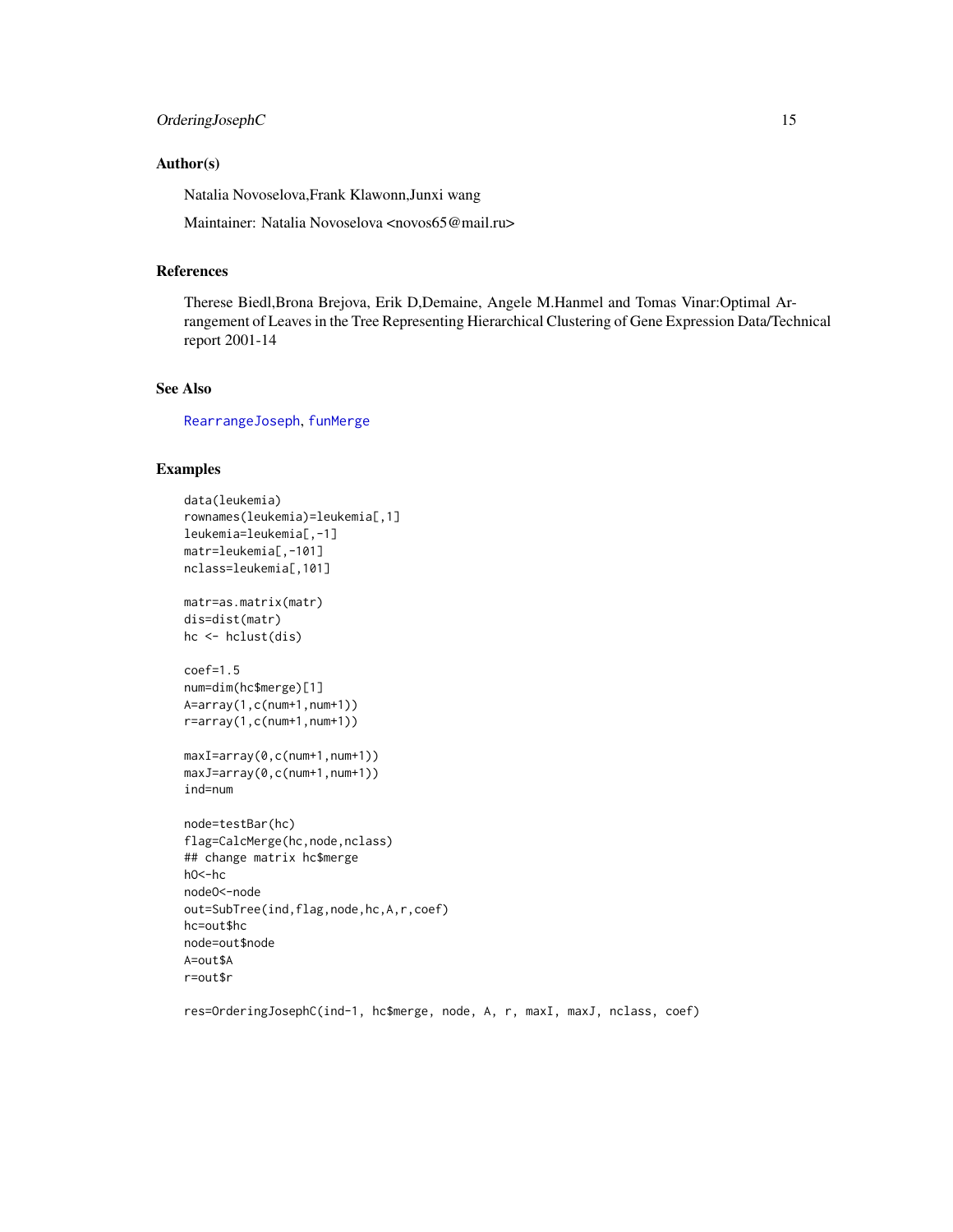### Author(s)

Natalia Novoselova,Frank Klawonn,Junxi wang

Maintainer: Natalia Novoselova <novos65@mail.ru>

### References

Therese Biedl,Brona Brejova, Erik D,Demaine, Angele M.Hanmel and Tomas Vinar:Optimal Arrangement of Leaves in the Tree Representing Hierarchical Clustering of Gene Expression Data/Technical report 2001-14

### See Also

RearrangeJoseph, funMerge

### Examples

```
data(leukemia)
rownames(leukemia)=leukemia[,1]
leukemia=leukemia[,-1]
matr=leukemia[,-101]
nclass=leukemia[,101]

matr=as.matrix(matr)
dis=dist(matr)
hc <- hclust(dis)

coef=1.5
num=dim(hc$merge)[1]
A=array(1,c(num+1,num+1))
r=array(1,c(num+1,num+1))

maxI=array(0,c(num+1,num+1))
maxJ=array(0,c(num+1,num+1))
ind=num

node=testBar(hc)
flag=CalcMerge(hc,node,nclass)
## change matrix hc$merge
hO<-hc
nodeO<-node
out=SubTree(ind,flag,node,hc,A,r,coef)
hc=out$hc
node=out$node
A=out$A
r=out$r

res=OrderingJosephC(ind-1, hc$merge, node, A, r, maxI, maxJ, nclass, coef)
```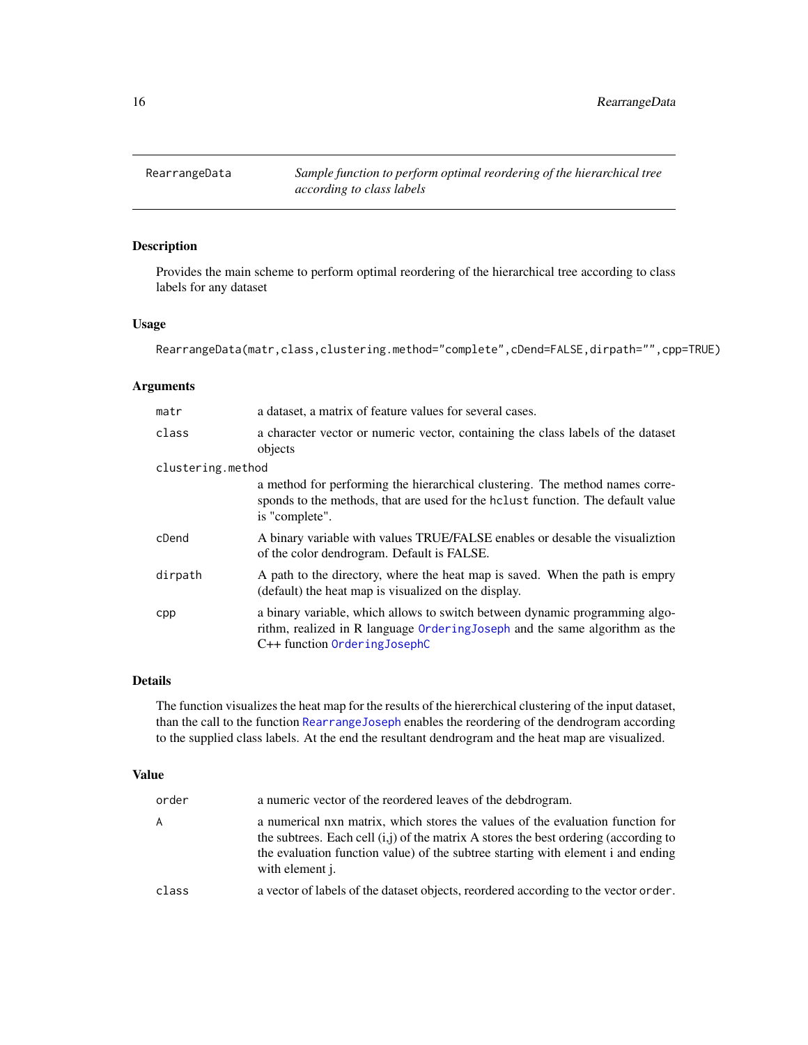RearrangeData — *Sample function to perform optimal reordering of the hierarchical tree according to class labels*

## Description

Provides the main scheme to perform optimal reordering of the hierarchical tree according to class labels for any dataset

## Usage

```
RearrangeData(matr,class,clustering.method="complete",cDend=FALSE,dirpath="",cpp=TRUE)
```

## Arguments

| | |
|---|---|
| `matr` | a dataset, a matrix of feature values for several cases. |
| `class` | a character vector or numeric vector, containing the class labels of the dataset objects |
| `clustering.method` | a method for performing the hierarchical clustering. The method names corresponds to the methods, that are used for the `hclust` function. The default value is "complete". |
| `cDend` | A binary variable with values TRUE/FALSE enables or desable the visualiztion of the color dendrogram. Default is FALSE. |
| `dirpath` | A path to the directory, where the heat map is saved. When the path is empry (default) the heat map is visualized on the display. |
| `cpp` | a binary variable, which allows to switch between dynamic programming algorithm, realized in R language `OrderingJoseph` and the same algorithm as the C++ function `OrderingJosephC` |

## Details

The function visualizes the heat map for the results of the hiererchical clustering of the input dataset, than the call to the function `RearrangeJoseph` enables the reordering of the dendrogram according to the supplied class labels. At the end the resultant dendrogram and the heat map are visualized.

## Value

| | |
|---|---|
| `order` | a numeric vector of the reordered leaves of the debdrogram. |
| `A` | a numerical nxn matrix, which stores the values of the evaluation function for the subtrees. Each cell (i,j) of the matrix A stores the best ordering (according to the evaluation function value) of the subtree starting with element i and ending with element j. |
| `class` | a vector of labels of the dataset objects, reordered according to the vector `order`. |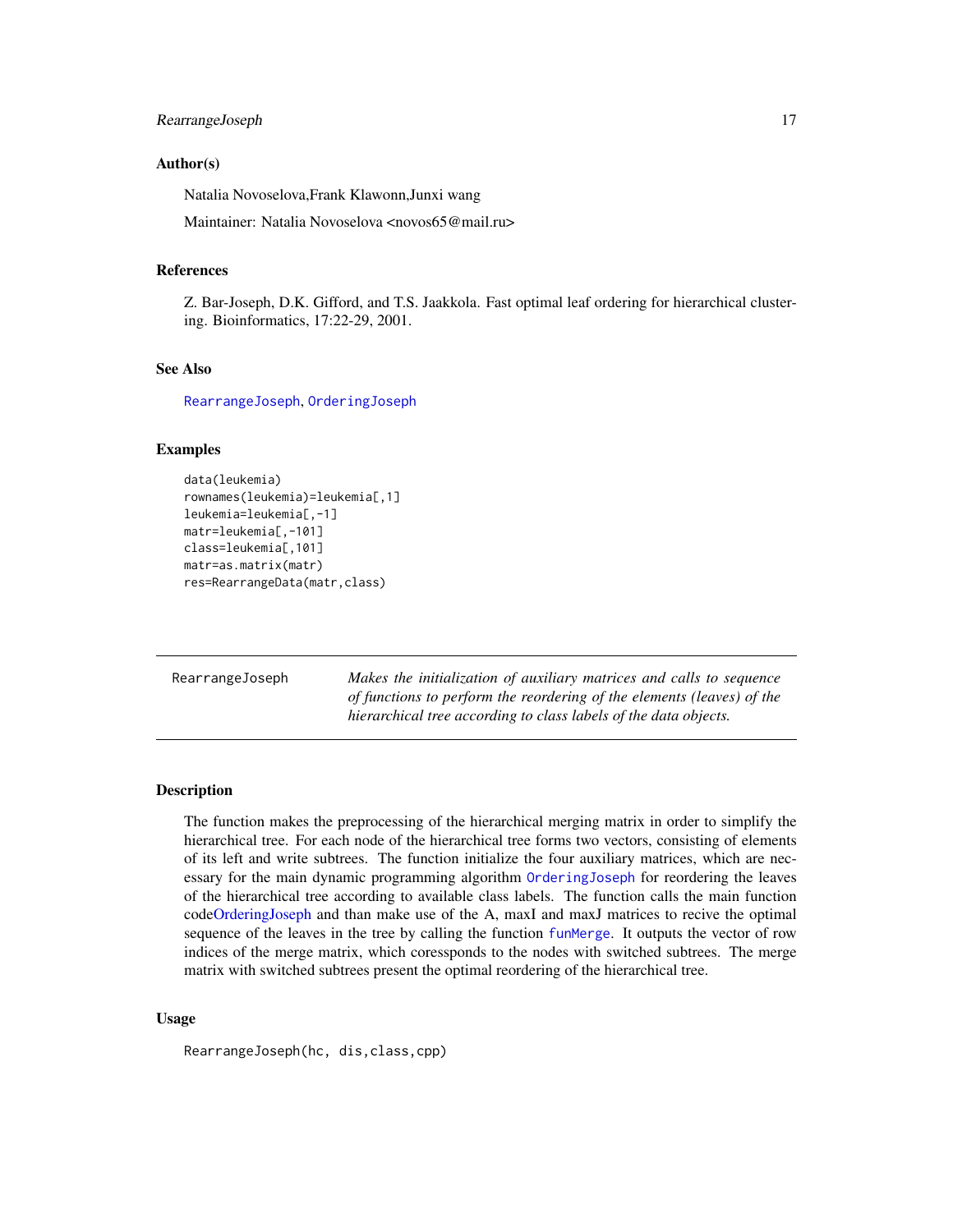### Author(s)

Natalia Novoselova,Frank Klawonn,Junxi wang

Maintainer: Natalia Novoselova <novos65@mail.ru>

### References

Z. Bar-Joseph, D.K. Gifford, and T.S. Jaakkola. Fast optimal leaf ordering for hierarchical clustering. Bioinformatics, 17:22-29, 2001.

### See Also

RearrangeJoseph, OrderingJoseph

### Examples

```
data(leukemia)
rownames(leukemia)=leukemia[,1]
leukemia=leukemia[,-1]
matr=leukemia[,-101]
class=leukemia[,101]
matr=as.matrix(matr)
res=RearrangeData(matr,class)
```

---

## RearrangeJoseph

*Makes the initialization of auxiliary matrices and calls to sequence of functions to perform the reordering of the elements (leaves) of the hierarchical tree according to class labels of the data objects.*

### Description

The function makes the preprocessing of the hierarchical merging matrix in order to simplify the hierarchical tree. For each node of the hierarchical tree forms two vectors, consisting of elements of its left and write subtrees. The function initialize the four auxiliary matrices, which are necessary for the main dynamic programming algorithm OrderingJoseph for reordering the leaves of the hierarchical tree according to available class labels. The function calls the main function codeOrderingJoseph and than make use of the A, maxI and maxJ matrices to recive the optimal sequence of the leaves in the tree by calling the function funMerge. It outputs the vector of row indices of the merge matrix, which coressponds to the nodes with switched subtrees. The merge matrix with switched subtrees present the optimal reordering of the hierarchical tree.

### Usage

```
RearrangeJoseph(hc, dis,class,cpp)
```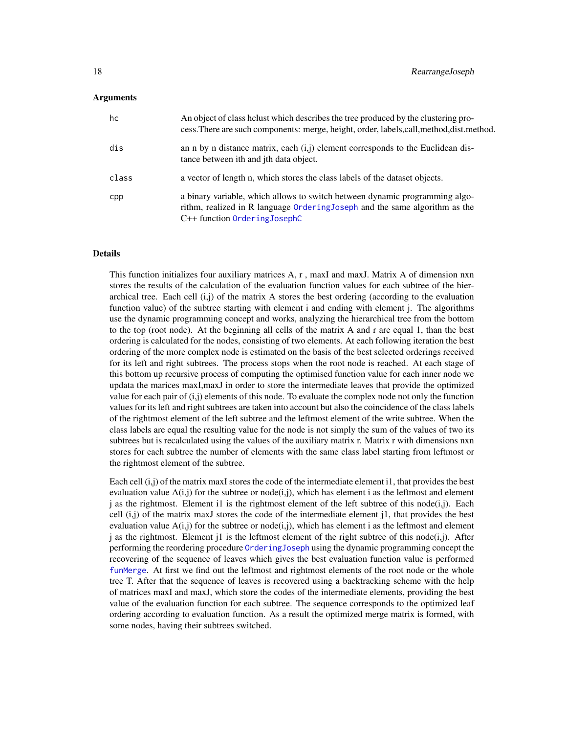## Arguments

| | |
|---|---|
| hc | An object of class hclust which describes the tree produced by the clustering process.There are such components: merge, height, order, labels,call,method,dist.method. |
| dis | an n by n distance matrix, each (i,j) element corresponds to the Euclidean distance between ith and jth data object. |
| class | a vector of length n, which stores the class labels of the dataset objects. |
| cpp | a binary variable, which allows to switch between dynamic programming algorithm, realized in R language OrderingJoseph and the same algorithm as the C++ function OrderingJosephC |

## Details

This function initializes four auxiliary matrices A, r , maxI and maxJ. Matrix A of dimension nxn stores the results of the calculation of the evaluation function values for each subtree of the hierarchical tree. Each cell (i,j) of the matrix A stores the best ordering (according to the evaluation function value) of the subtree starting with element i and ending with element j. The algorithms use the dynamic programming concept and works, analyzing the hierarchical tree from the bottom to the top (root node). At the beginning all cells of the matrix A and r are equal 1, than the best ordering is calculated for the nodes, consisting of two elements. At each following iteration the best ordering of the more complex node is estimated on the basis of the best selected orderings received for its left and right subtrees. The process stops when the root node is reached. At each stage of this bottom up recursive process of computing the optimised function value for each inner node we updata the marices maxI,maxJ in order to store the intermediate leaves that provide the optimized value for each pair of (i,j) elements of this node. To evaluate the complex node not only the function values for its left and right subtrees are taken into account but also the coincidence of the class labels of the rightmost element of the left subtree and the leftmost element of the write subtree. When the class labels are equal the resulting value for the node is not simply the sum of the values of two its subtrees but is recalculated using the values of the auxiliary matrix r. Matrix r with dimensions nxn stores for each subtree the number of elements with the same class label starting from leftmost or the rightmost element of the subtree.

Each cell (i,j) of the matrix maxI stores the code of the intermediate element i1, that provides the best evaluation value A(i,j) for the subtree or node(i,j), which has element i as the leftmost and element j as the rightmost. Element i1 is the rightmost element of the left subtree of this node(i,j). Each cell (i,j) of the matrix maxJ stores the code of the intermediate element j1, that provides the best evaluation value A(i,j) for the subtree or node(i,j), which has element i as the leftmost and element j as the rightmost. Element j1 is the leftmost element of the right subtree of this node(i,j). After performing the reordering procedure OrderingJoseph using the dynamic programming concept the recovering of the sequence of leaves which gives the best evaluation function value is performed funMerge. At first we find out the leftmost and rightmost elements of the root node or the whole tree T. After that the sequence of leaves is recovered using a backtracking scheme with the help of matrices maxI and maxJ, which store the codes of the intermediate elements, providing the best value of the evaluation function for each subtree. The sequence corresponds to the optimized leaf ordering according to evaluation function. As a result the optimized merge matrix is formed, with some nodes, having their subtrees switched.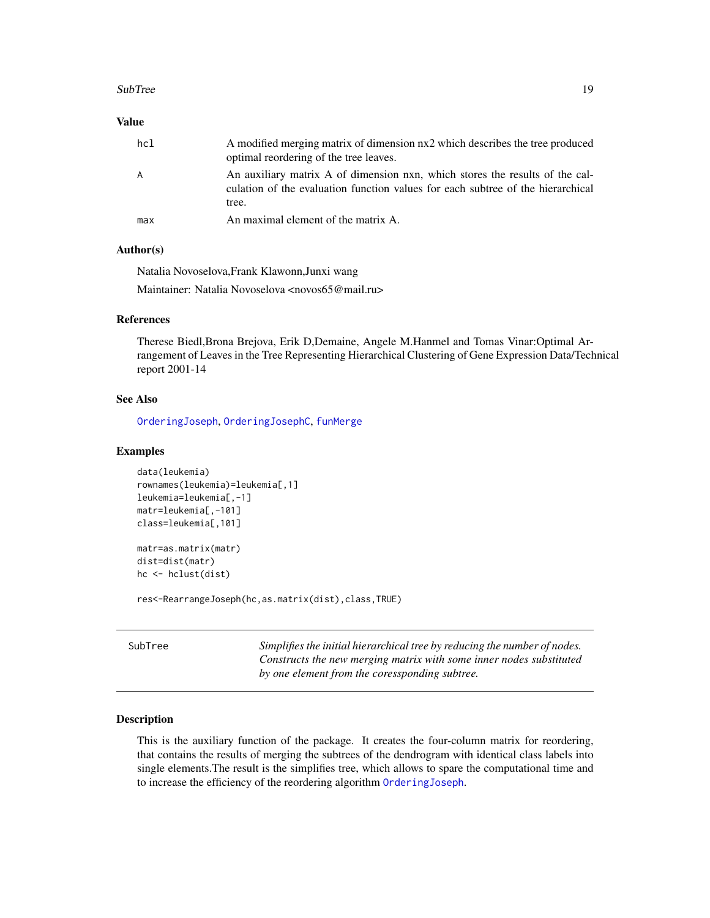## Value

| | |
|---|---|
| hcl | A modified merging matrix of dimension nx2 which describes the tree produced optimal reordering of the tree leaves. |
| A | An auxiliary matrix A of dimension nxn, which stores the results of the calculation of the evaluation function values for each subtree of the hierarchical tree. |
| max | An maximal element of the matrix A. |

## Author(s)

Natalia Novoselova,Frank Klawonn,Junxi wang

Maintainer: Natalia Novoselova <novos65@mail.ru>

## References

Therese Biedl,Brona Brejova, Erik D,Demaine, Angele M.Hanmel and Tomas Vinar:Optimal Arrangement of Leaves in the Tree Representing Hierarchical Clustering of Gene Expression Data/Technical report 2001-14

## See Also

OrderingJoseph, OrderingJosephC, funMerge

## Examples

```
data(leukemia)
rownames(leukemia)=leukemia[,1]
leukemia=leukemia[,-1]
matr=leukemia[,-101]
class=leukemia[,101]

matr=as.matrix(matr)
dist=dist(matr)
hc <- hclust(dist)

res<-RearrangeJoseph(hc,as.matrix(dist),class,TRUE)
```

---

# SubTree — *Simplifies the initial hierarchical tree by reducing the number of nodes. Constructs the new merging matrix with some inner nodes substituted by one element from the coressponding subtree.*

---

## Description

This is the auxiliary function of the package. It creates the four-column matrix for reordering, that contains the results of merging the subtrees of the dendrogram with identical class labels into single elements.The result is the simplifies tree, which allows to spare the computational time and to increase the efficiency of the reordering algorithm OrderingJoseph.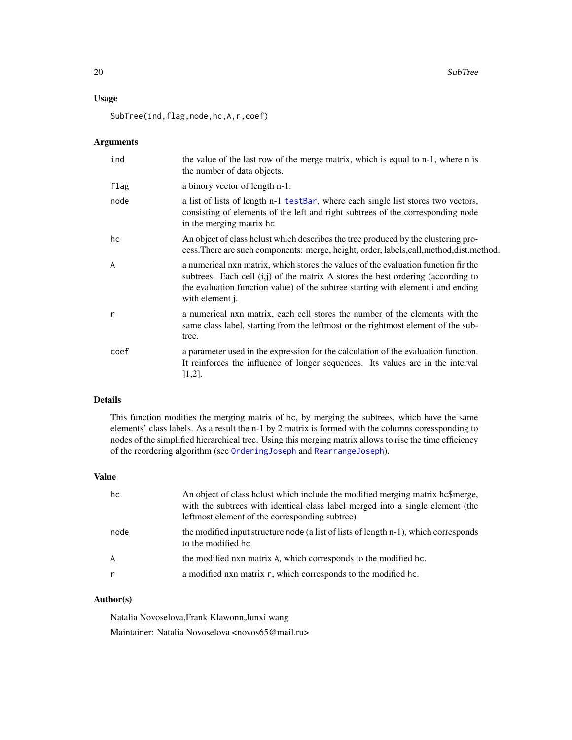## Usage

```
SubTree(ind,flag,node,hc,A,r,coef)
```

## Arguments

| | |
|---|---|
| ind | the value of the last row of the merge matrix, which is equal to n-1, where n is the number of data objects. |
| flag | a binory vector of length n-1. |
| node | a list of lists of length n-1 testBar, where each single list stores two vectors, consisting of elements of the left and right subtrees of the corresponding node in the merging matrix hc |
| hc | An object of class hclust which describes the tree produced by the clustering process.There are such components: merge, height, order, labels,call,method,dist.method. |
| A | a numerical nxn matrix, which stores the values of the evaluation function fir the subtrees. Each cell (i,j) of the matrix A stores the best ordering (according to the evaluation function value) of the subtree starting with element i and ending with element j. |
| r | a numerical nxn matrix, each cell stores the number of the elements with the same class label, starting from the leftmost or the rightmost element of the subtree. |
| coef | a parameter used in the expression for the calculation of the evaluation function. It reinforces the influence of longer sequences. Its values are in the interval ]1,2]. |

## Details

This function modifies the merging matrix of hc, by merging the subtrees, which have the same elements' class labels. As a result the n-1 by 2 matrix is formed with the columns coressponding to nodes of the simplified hierarchical tree. Using this merging matrix allows to rise the time efficiency of the reordering algorithm (see OrderingJoseph and RearrangeJoseph).

## Value

| | |
|---|---|
| hc | An object of class hclust which include the modified merging matrix hc$merge, with the subtrees with identical class label merged into a single element (the leftmost element of the corresponding subtree) |
| node | the modified input structure node (a list of lists of length n-1), which corresponds to the modified hc |
| A | the modified nxn matrix A, which corresponds to the modified hc. |
| r | a modified nxn matrix r, which corresponds to the modified hc. |

## Author(s)

Natalia Novoselova,Frank Klawonn,Junxi wang

Maintainer: Natalia Novoselova <novos65@mail.ru>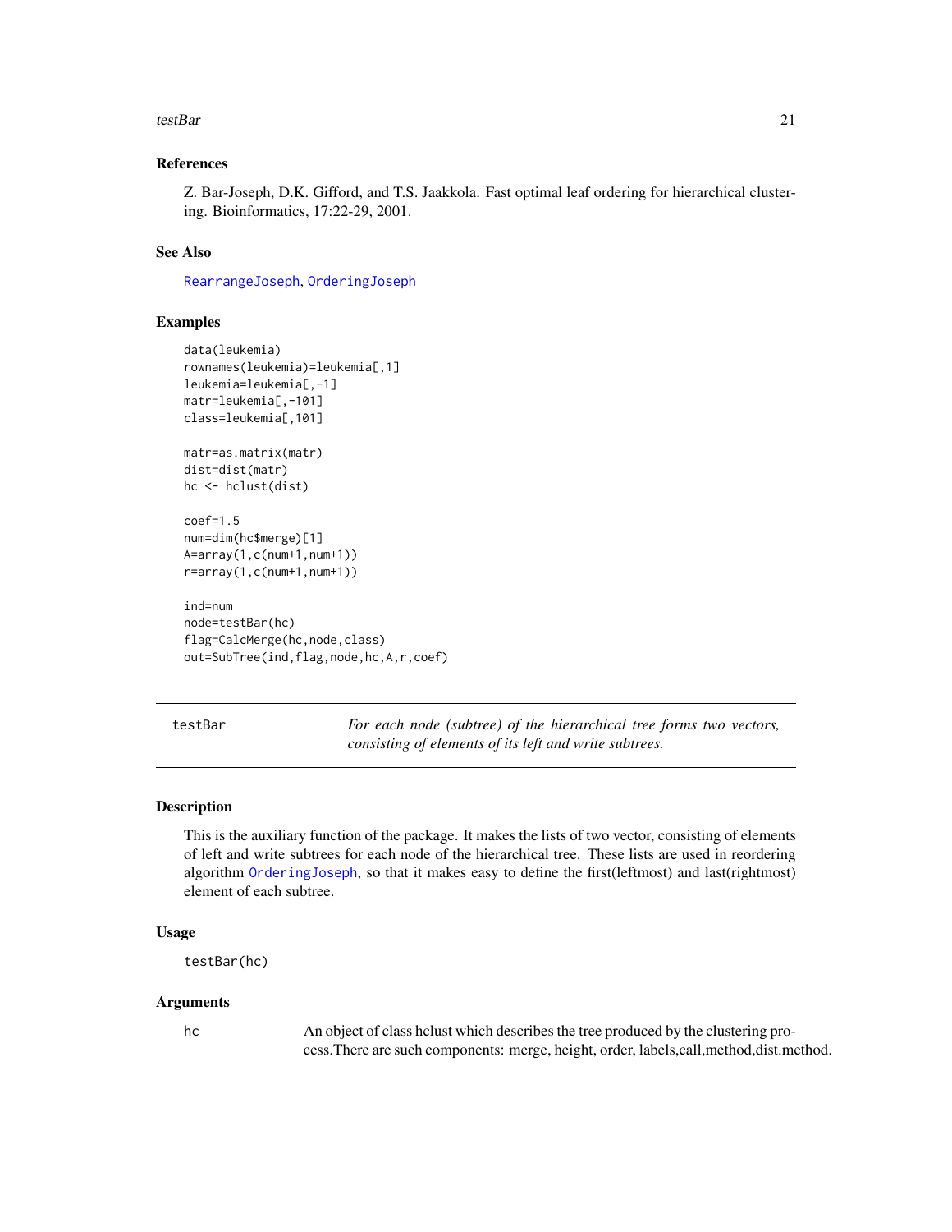### References

Z. Bar-Joseph, D.K. Gifford, and T.S. Jaakkola. Fast optimal leaf ordering for hierarchical clustering. Bioinformatics, 17:22-29, 2001.

### See Also

RearrangeJoseph, OrderingJoseph

### Examples

```
data(leukemia)
rownames(leukemia)=leukemia[,1]
leukemia=leukemia[,-1]
matr=leukemia[,-101]
class=leukemia[,101]

matr=as.matrix(matr)
dist=dist(matr)
hc <- hclust(dist)

coef=1.5
num=dim(hc$merge)[1]
A=array(1,c(num+1,num+1))
r=array(1,c(num+1,num+1))

ind=num
node=testBar(hc)
flag=CalcMerge(hc,node,class)
out=SubTree(ind,flag,node,hc,A,r,coef)
```

---

## testBar &nbsp;&nbsp;&nbsp; *For each node (subtree) of the hierarchical tree forms two vectors, consisting of elements of its left and write subtrees.*

---

### Description

This is the auxiliary function of the package. It makes the lists of two vector, consisting of elements of left and write subtrees for each node of the hierarchical tree. These lists are used in reordering algorithm OrderingJoseph, so that it makes easy to define the first(leftmost) and last(rightmost) element of each subtree.

### Usage

```
testBar(hc)
```

### Arguments

| | |
|---|---|
| hc | An object of class hclust which describes the tree produced by the clustering process.There are such components: merge, height, order, labels,call,method,dist.method. |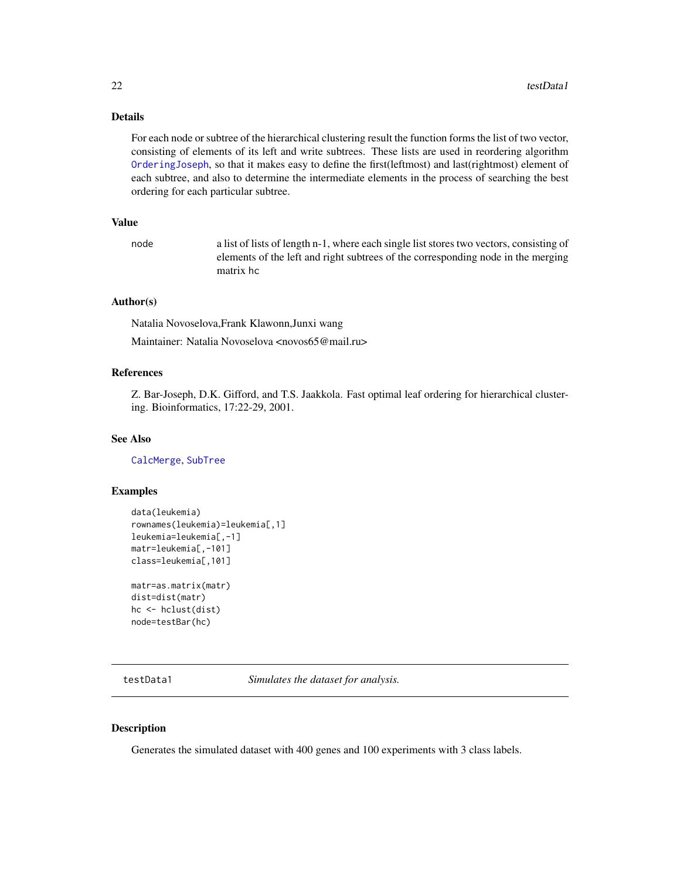### Details

For each node or subtree of the hierarchical clustering result the function forms the list of two vector, consisting of elements of its left and write subtrees. These lists are used in reordering algorithm OrderingJoseph, so that it makes easy to define the first(leftmost) and last(rightmost) element of each subtree, and also to determine the intermediate elements in the process of searching the best ordering for each particular subtree.

### Value

| | |
|---|---|
| node | a list of lists of length n-1, where each single list stores two vectors, consisting of elements of the left and right subtrees of the corresponding node in the merging matrix hc |

### Author(s)

Natalia Novoselova,Frank Klawonn,Junxi wang

Maintainer: Natalia Novoselova <novos65@mail.ru>

### References

Z. Bar-Joseph, D.K. Gifford, and T.S. Jaakkola. Fast optimal leaf ordering for hierarchical clustering. Bioinformatics, 17:22-29, 2001.

### See Also

CalcMerge, SubTree

### Examples

```
data(leukemia)
rownames(leukemia)=leukemia[,1]
leukemia=leukemia[,-1]
matr=leukemia[,-101]
class=leukemia[,101]

matr=as.matrix(matr)
dist=dist(matr)
hc <- hclust(dist)
node=testBar(hc)
```

---

## testData1 — *Simulates the dataset for analysis.*

### Description

Generates the simulated dataset with 400 genes and 100 experiments with 3 class labels.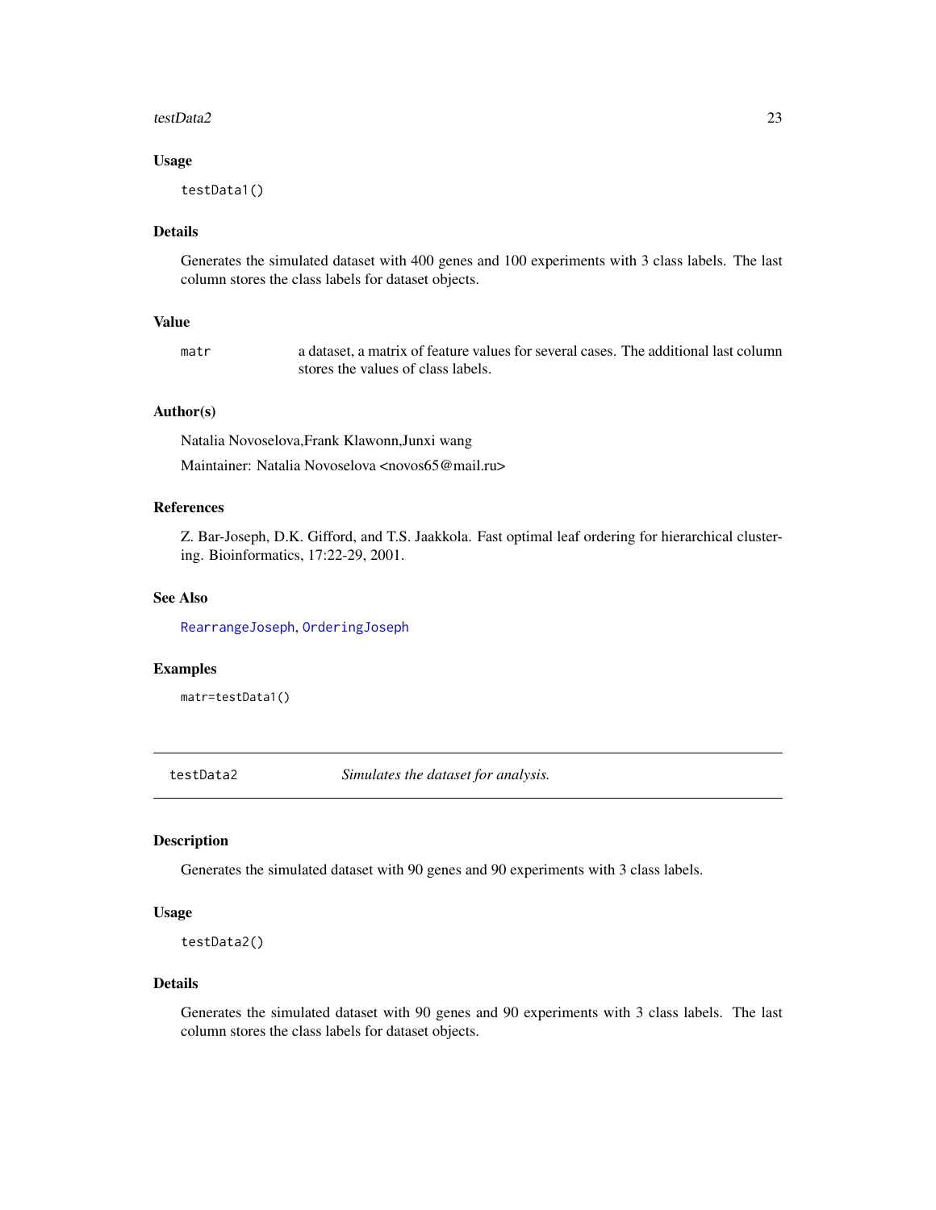### Usage

```
testData1()
```

### Details

Generates the simulated dataset with 400 genes and 100 experiments with 3 class labels. The last column stores the class labels for dataset objects.

### Value

| | |
|---|---|
| `matr` | a dataset, a matrix of feature values for several cases. The additional last column stores the values of class labels. |

### Author(s)

Natalia Novoselova,Frank Klawonn,Junxi wang

Maintainer: Natalia Novoselova <novos65@mail.ru>

### References

Z. Bar-Joseph, D.K. Gifford, and T.S. Jaakkola. Fast optimal leaf ordering for hierarchical clustering. Bioinformatics, 17:22-29, 2001.

### See Also

`RearrangeJoseph`, `OrderingJoseph`

### Examples

```
matr=testData1()
```

---

## `testData2` *Simulates the dataset for analysis.*

---

### Description

Generates the simulated dataset with 90 genes and 90 experiments with 3 class labels.

### Usage

```
testData2()
```

### Details

Generates the simulated dataset with 90 genes and 90 experiments with 3 class labels. The last column stores the class labels for dataset objects.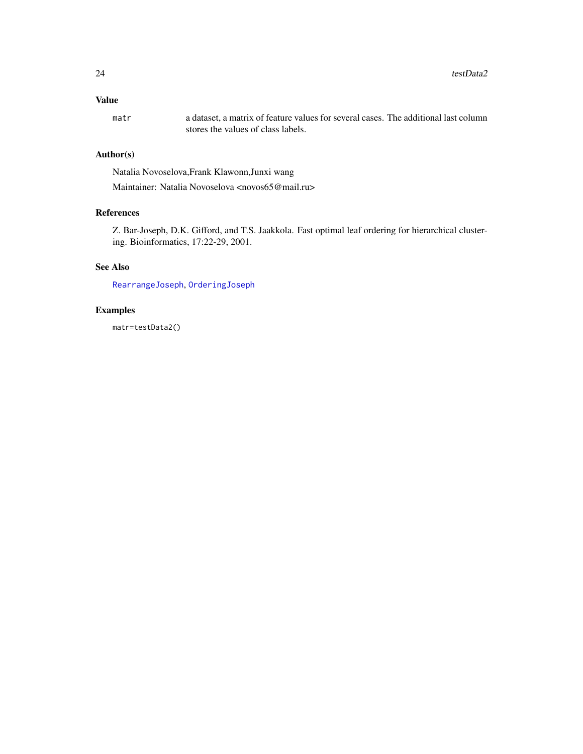## Value

matr — a dataset, a matrix of feature values for several cases. The additional last column stores the values of class labels.

## Author(s)

Natalia Novoselova,Frank Klawonn,Junxi wang

Maintainer: Natalia Novoselova <novos65@mail.ru>

## References

Z. Bar-Joseph, D.K. Gifford, and T.S. Jaakkola. Fast optimal leaf ordering for hierarchical clustering. Bioinformatics, 17:22-29, 2001.

## See Also

RearrangeJoseph, OrderingJoseph

## Examples

```
matr=testData2()
```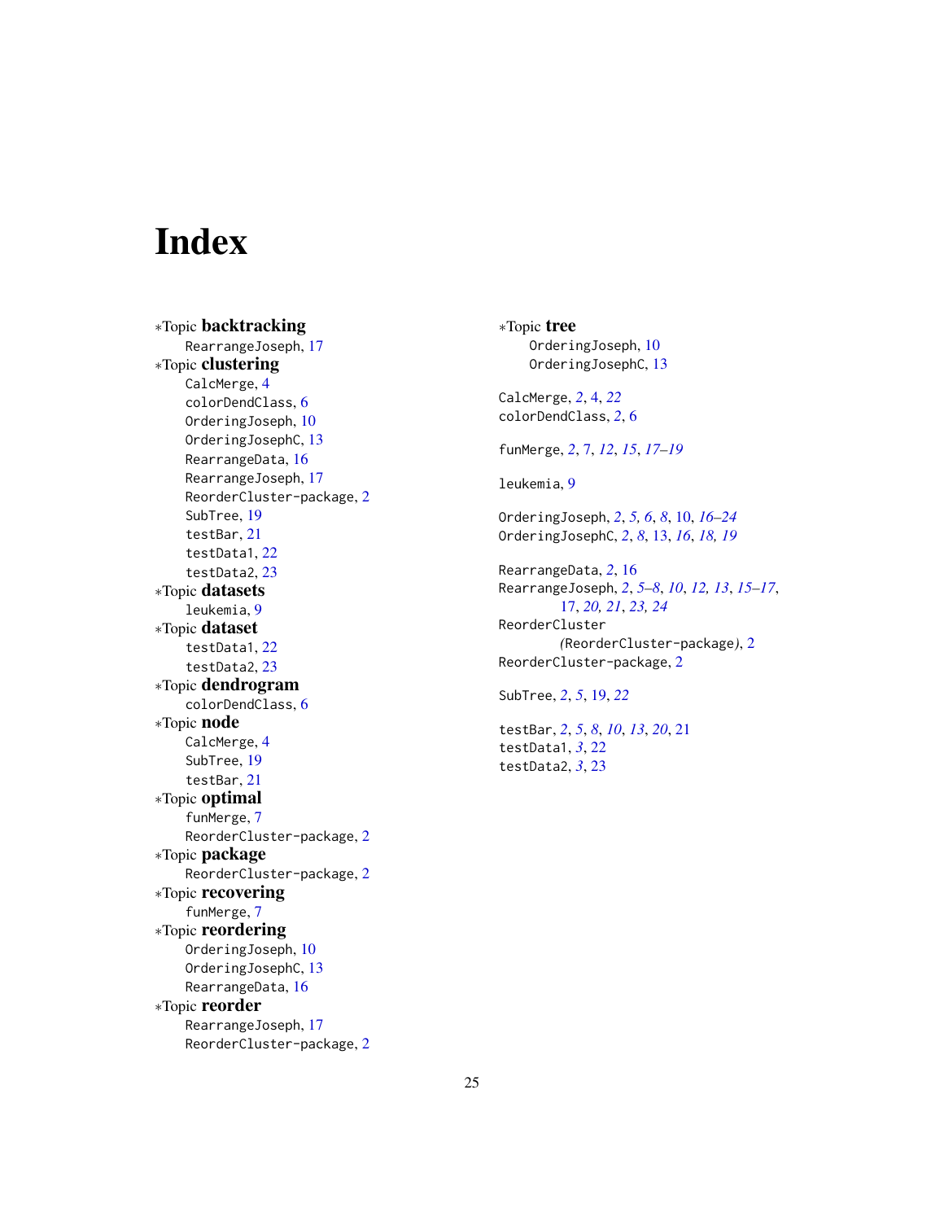# Index

∗Topic **backtracking**
  RearrangeJoseph, 17
∗Topic **clustering**
  CalcMerge, 4
  colorDendClass, 6
  OrderingJoseph, 10
  OrderingJosephC, 13
  RearrangeData, 16
  RearrangeJoseph, 17
  ReorderCluster-package, 2
  SubTree, 19
  testBar, 21
  testData1, 22
  testData2, 23
∗Topic **datasets**
  leukemia, 9
∗Topic **dataset**
  testData1, 22
  testData2, 23
∗Topic **dendrogram**
  colorDendClass, 6
∗Topic **node**
  CalcMerge, 4
  SubTree, 19
  testBar, 21
∗Topic **optimal**
  funMerge, 7
  ReorderCluster-package, 2
∗Topic **package**
  ReorderCluster-package, 2
∗Topic **recovering**
  funMerge, 7
∗Topic **reordering**
  OrderingJoseph, 10
  OrderingJosephC, 13
  RearrangeData, 16
∗Topic **reorder**
  RearrangeJoseph, 17
  ReorderCluster-package, 2
∗Topic **tree**
  OrderingJoseph, 10
  OrderingJosephC, 13

CalcMerge, *2*, 4, *22*
colorDendClass, *2*, 6

funMerge, *2*, 7, *12*, *15*, *17–19*

leukemia, 9

OrderingJoseph, *2*, *5*, *6*, *8*, 10, *16–24*
OrderingJosephC, *2*, *8*, 13, *16*, *18*, *19*

RearrangeData, *2*, 16
RearrangeJoseph, *2*, *5–8*, *10*, *12*, *13*, *15–17*, 17, *20*, *21*, *23*, *24*
ReorderCluster
  *(*ReorderCluster-package*)*, 2
ReorderCluster-package, 2

SubTree, *2*, *5*, 19, *22*

testBar, *2*, *5*, *8*, *10*, *13*, *20*, 21
testData1, *3*, 22
testData2, *3*, 23